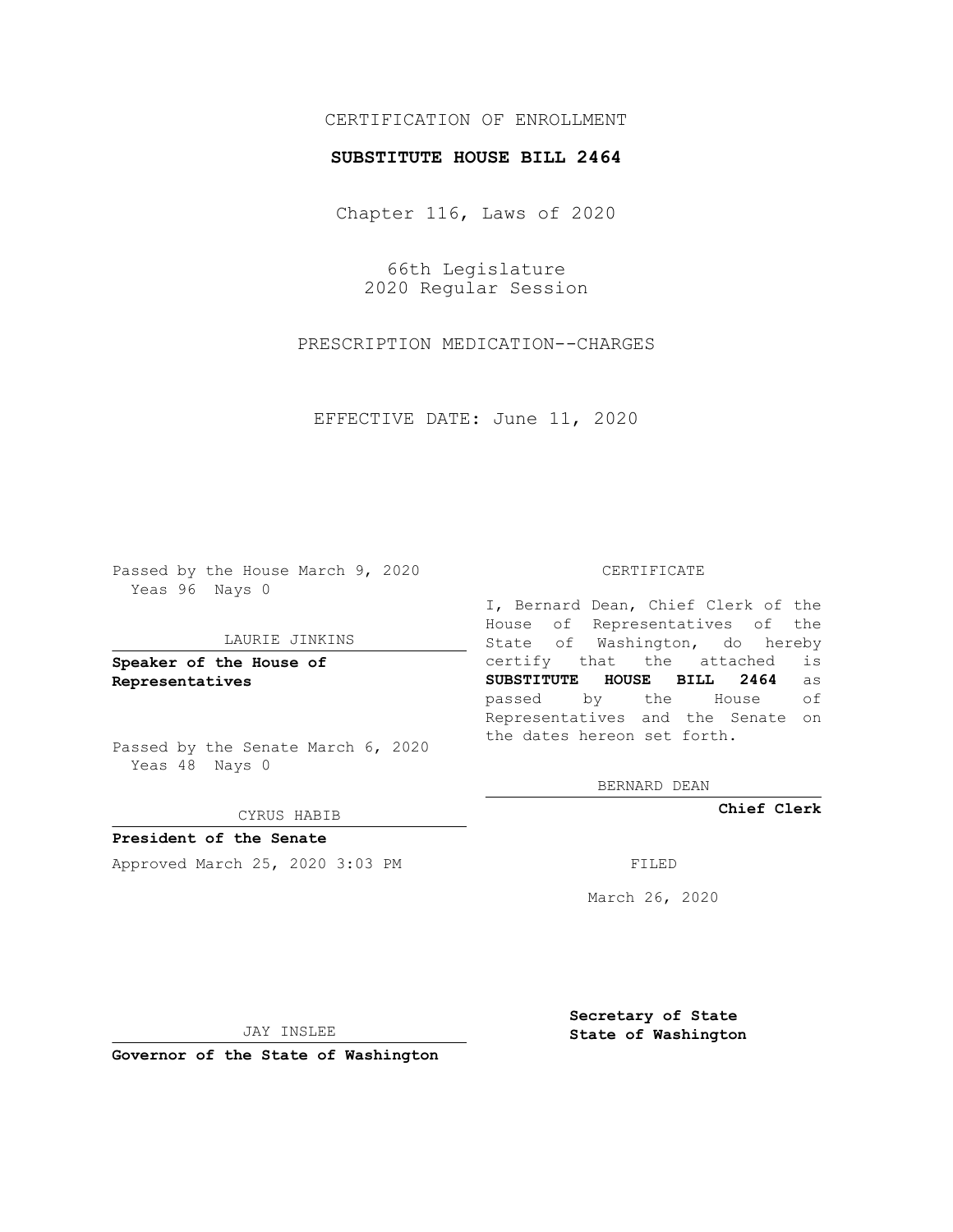CERTIFICATION OF ENROLLMENT

**SUBSTITUTE HOUSE BILL 2464**

Chapter 116, Laws of 2020

66th Legislature
2020 Regular Session

PRESCRIPTION MEDICATION--CHARGES

EFFECTIVE DATE: June 11, 2020

Passed by the House March 9, 2020
Yeas 96 Nays 0

LAURIE JINKINS

**Speaker of the House of Representatives**

Passed by the Senate March 6, 2020
Yeas 48 Nays 0

CYRUS HABIB

**President of the Senate**

Approved March 25, 2020 3:03 PM

JAY INSLEE

**Governor of the State of Washington**

CERTIFICATE

I, Bernard Dean, Chief Clerk of the House of Representatives of the State of Washington, do hereby certify that the attached is **SUBSTITUTE HOUSE BILL 2464** as passed by the House of Representatives and the Senate on the dates hereon set forth.

BERNARD DEAN

**Chief Clerk**

FILED

March 26, 2020

**Secretary of State**
**State of Washington**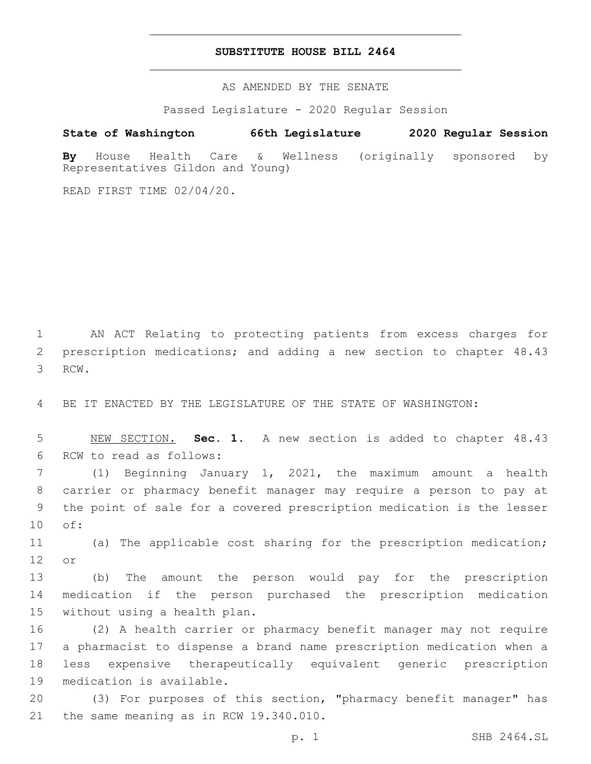# SUBSTITUTE HOUSE BILL 2464

AS AMENDED BY THE SENATE

Passed Legislature - 2020 Regular Session

**State of Washington 66th Legislature 2020 Regular Session**

**By** House Health Care & Wellness (originally sponsored by Representatives Gildon and Young)

READ FIRST TIME 02/04/20.

AN ACT Relating to protecting patients from excess charges for prescription medications; and adding a new section to chapter 48.43 RCW.

BE IT ENACTED BY THE LEGISLATURE OF THE STATE OF WASHINGTON:

NEW SECTION. **Sec. 1.** A new section is added to chapter 48.43 RCW to read as follows:

(1) Beginning January 1, 2021, the maximum amount a health carrier or pharmacy benefit manager may require a person to pay at the point of sale for a covered prescription medication is the lesser of:

(a) The applicable cost sharing for the prescription medication; or

(b) The amount the person would pay for the prescription medication if the person purchased the prescription medication without using a health plan.

(2) A health carrier or pharmacy benefit manager may not require a pharmacist to dispense a brand name prescription medication when a less expensive therapeutically equivalent generic prescription medication is available.

(3) For purposes of this section, "pharmacy benefit manager" has the same meaning as in RCW 19.340.010.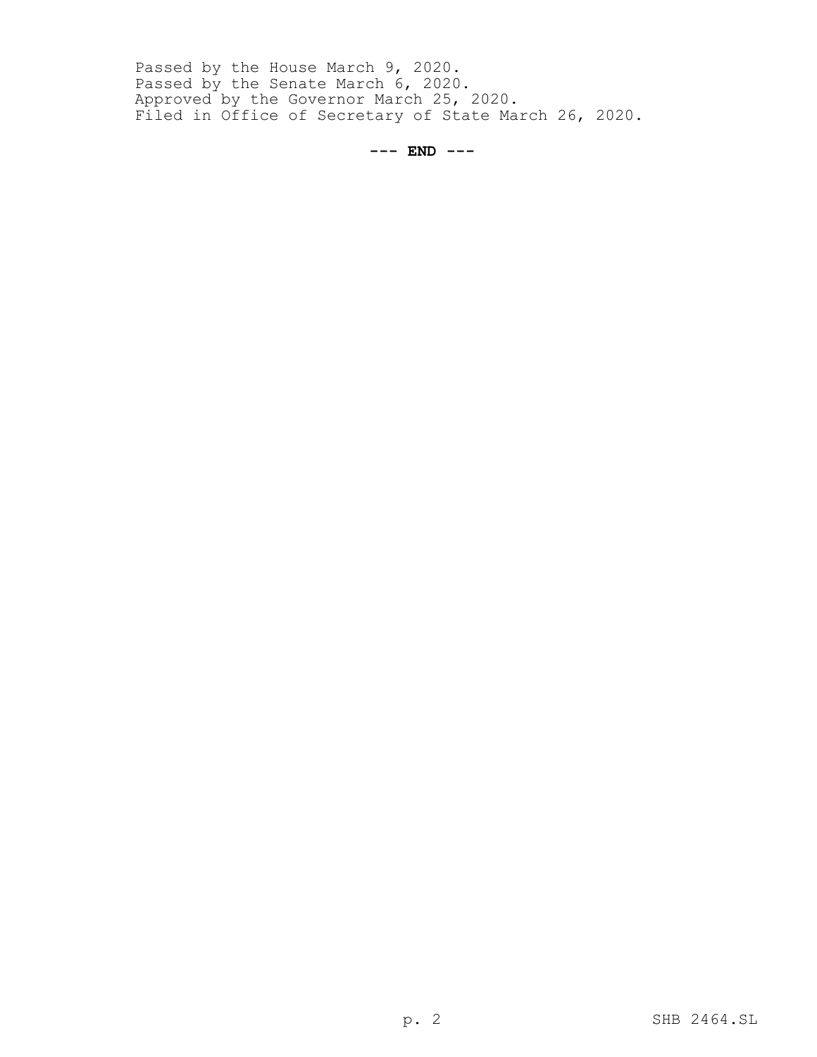Passed by the House March 9, 2020.
Passed by the Senate March 6, 2020.
Approved by the Governor March 25, 2020.
Filed in Office of Secretary of State March 26, 2020.

**--- END ---**